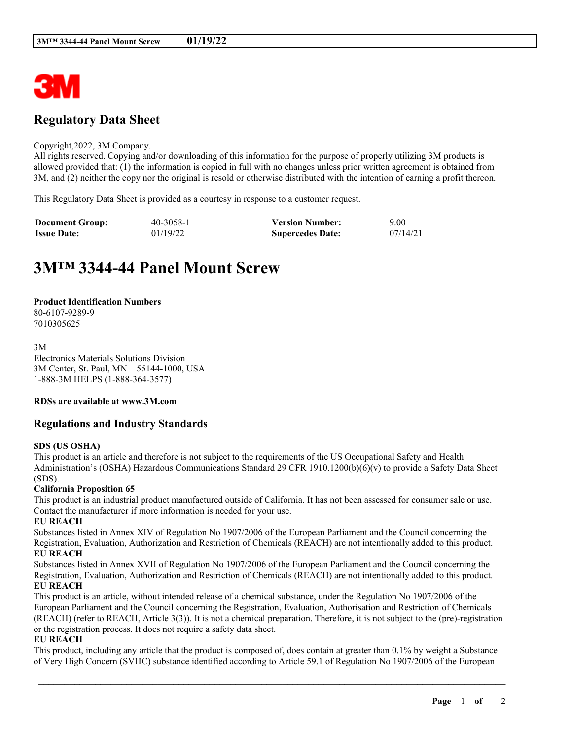## Regulatory Data Sheet

Copyright,2022, 3M Company.
All rights reserved. Copying and/or downloading of this information for the purpose of properly utilizing 3M products is allowed provided that: (1) the information is copied in full with no changes unless prior written agreement is obtained from 3M, and (2) neither the copy nor the original is resold or otherwise distributed with the intention of earning a profit thereon.

This Regulatory Data Sheet is provided as a courtesy in response to a customer request.

| | | | |
|---|---|---|---|
| **Document Group:** | 40-3058-1 | **Version Number:** | 9.00 |
| **Issue Date:** | 01/19/22 | **Supercedes Date:** | 07/14/21 |

# 3M™ 3344-44 Panel Mount Screw

**Product Identification Numbers**
80-6107-9289-9
7010305625

3M
Electronics Materials Solutions Division
3M Center, St. Paul, MN 55144-1000, USA
1-888-3M HELPS (1-888-364-3577)

**RDSs are available at www.3M.com**

## Regulations and Industry Standards

**SDS (US OSHA)**
This product is an article and therefore is not subject to the requirements of the US Occupational Safety and Health Administration's (OSHA) Hazardous Communications Standard 29 CFR 1910.1200(b)(6)(v) to provide a Safety Data Sheet (SDS).

**California Proposition 65**
This product is an industrial product manufactured outside of California. It has not been assessed for consumer sale or use. Contact the manufacturer if more information is needed for your use.

**EU REACH**
Substances listed in Annex XIV of Regulation No 1907/2006 of the European Parliament and the Council concerning the Registration, Evaluation, Authorization and Restriction of Chemicals (REACH) are not intentionally added to this product.

**EU REACH**
Substances listed in Annex XVII of Regulation No 1907/2006 of the European Parliament and the Council concerning the Registration, Evaluation, Authorization and Restriction of Chemicals (REACH) are not intentionally added to this product.

**EU REACH**
This product is an article, without intended release of a chemical substance, under the Regulation No 1907/2006 of the European Parliament and the Council concerning the Registration, Evaluation, Authorisation and Restriction of Chemicals (REACH) (refer to REACH, Article 3(3)). It is not a chemical preparation. Therefore, it is not subject to the (pre)-registration or the registration process. It does not require a safety data sheet.

**EU REACH**
This product, including any article that the product is composed of, does contain at greater than 0.1% by weight a Substance of Very High Concern (SVHC) substance identified according to Article 59.1 of Regulation No 1907/2006 of the European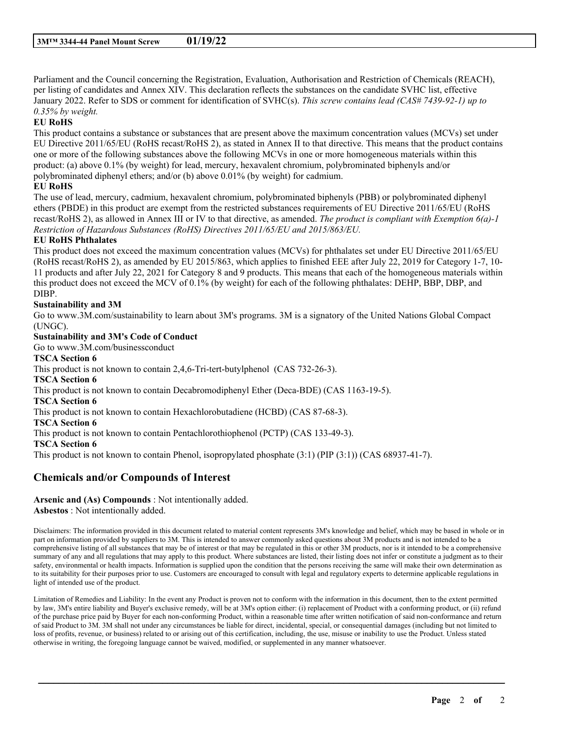Parliament and the Council concerning the Registration, Evaluation, Authorisation and Restriction of Chemicals (REACH), per listing of candidates and Annex XIV. This declaration reflects the substances on the candidate SVHC list, effective January 2022. Refer to SDS or comment for identification of SVHC(s). *This screw contains lead (CAS# 7439-92-1) up to 0.35% by weight.*

**EU RoHS**

This product contains a substance or substances that are present above the maximum concentration values (MCVs) set under EU Directive 2011/65/EU (RoHS recast/RoHS 2), as stated in Annex II to that directive. This means that the product contains one or more of the following substances above the following MCVs in one or more homogeneous materials within this product: (a) above 0.1% (by weight) for lead, mercury, hexavalent chromium, polybrominated biphenyls and/or polybrominated diphenyl ethers; and/or (b) above 0.01% (by weight) for cadmium.

**EU RoHS**

The use of lead, mercury, cadmium, hexavalent chromium, polybrominated biphenyls (PBB) or polybrominated diphenyl ethers (PBDE) in this product are exempt from the restricted substances requirements of EU Directive 2011/65/EU (RoHS recast/RoHS 2), as allowed in Annex III or IV to that directive, as amended. *The product is compliant with Exemption 6(a)-1 Restriction of Hazardous Substances (RoHS) Directives 2011/65/EU and 2015/863/EU.*

**EU RoHS Phthalates**

This product does not exceed the maximum concentration values (MCVs) for phthalates set under EU Directive 2011/65/EU (RoHS recast/RoHS 2), as amended by EU 2015/863, which applies to finished EEE after July 22, 2019 for Category 1-7, 10-11 products and after July 22, 2021 for Category 8 and 9 products. This means that each of the homogeneous materials within this product does not exceed the MCV of 0.1% (by weight) for each of the following phthalates: DEHP, BBP, DBP, and DIBP.

**Sustainability and 3M**

Go to www.3M.com/sustainability to learn about 3M's programs. 3M is a signatory of the United Nations Global Compact (UNGC).

**Sustainability and 3M's Code of Conduct**

Go to www.3M.com/businessconduct

**TSCA Section 6**

This product is not known to contain 2,4,6-Tri-tert-butylphenol (CAS 732-26-3).

**TSCA Section 6**

This product is not known to contain Decabromodiphenyl Ether (Deca-BDE) (CAS 1163-19-5).

**TSCA Section 6**

This product is not known to contain Hexachlorobutadiene (HCBD) (CAS 87-68-3).

**TSCA Section 6**

This product is not known to contain Pentachlorothiophenol (PCTP) (CAS 133-49-3).

**TSCA Section 6**

This product is not known to contain Phenol, isopropylated phosphate (3:1) (PIP (3:1)) (CAS 68937-41-7).

## Chemicals and/or Compounds of Interest

**Arsenic and (As) Compounds** : Not intentionally added.
**Asbestos** : Not intentionally added.

Disclaimers: The information provided in this document related to material content represents 3M's knowledge and belief, which may be based in whole or in part on information provided by suppliers to 3M. This is intended to answer commonly asked questions about 3M products and is not intended to be a comprehensive listing of all substances that may be of interest or that may be regulated in this or other 3M products, nor is it intended to be a comprehensive summary of any and all regulations that may apply to this product. Where substances are listed, their listing does not infer or constitute a judgment as to their safety, environmental or health impacts. Information is supplied upon the condition that the persons receiving the same will make their own determination as to its suitability for their purposes prior to use. Customers are encouraged to consult with legal and regulatory experts to determine applicable regulations in light of intended use of the product.

Limitation of Remedies and Liability: In the event any Product is proven not to conform with the information in this document, then to the extent permitted by law, 3M's entire liability and Buyer's exclusive remedy, will be at 3M's option either: (i) replacement of Product with a conforming product, or (ii) refund of the purchase price paid by Buyer for each non-conforming Product, within a reasonable time after written notification of said non-conformance and return of said Product to 3M. 3M shall not under any circumstances be liable for direct, incidental, special, or consequential damages (including but not limited to loss of profits, revenue, or business) related to or arising out of this certification, including, the use, misuse or inability to use the Product. Unless stated otherwise in writing, the foregoing language cannot be waived, modified, or supplemented in any manner whatsoever.